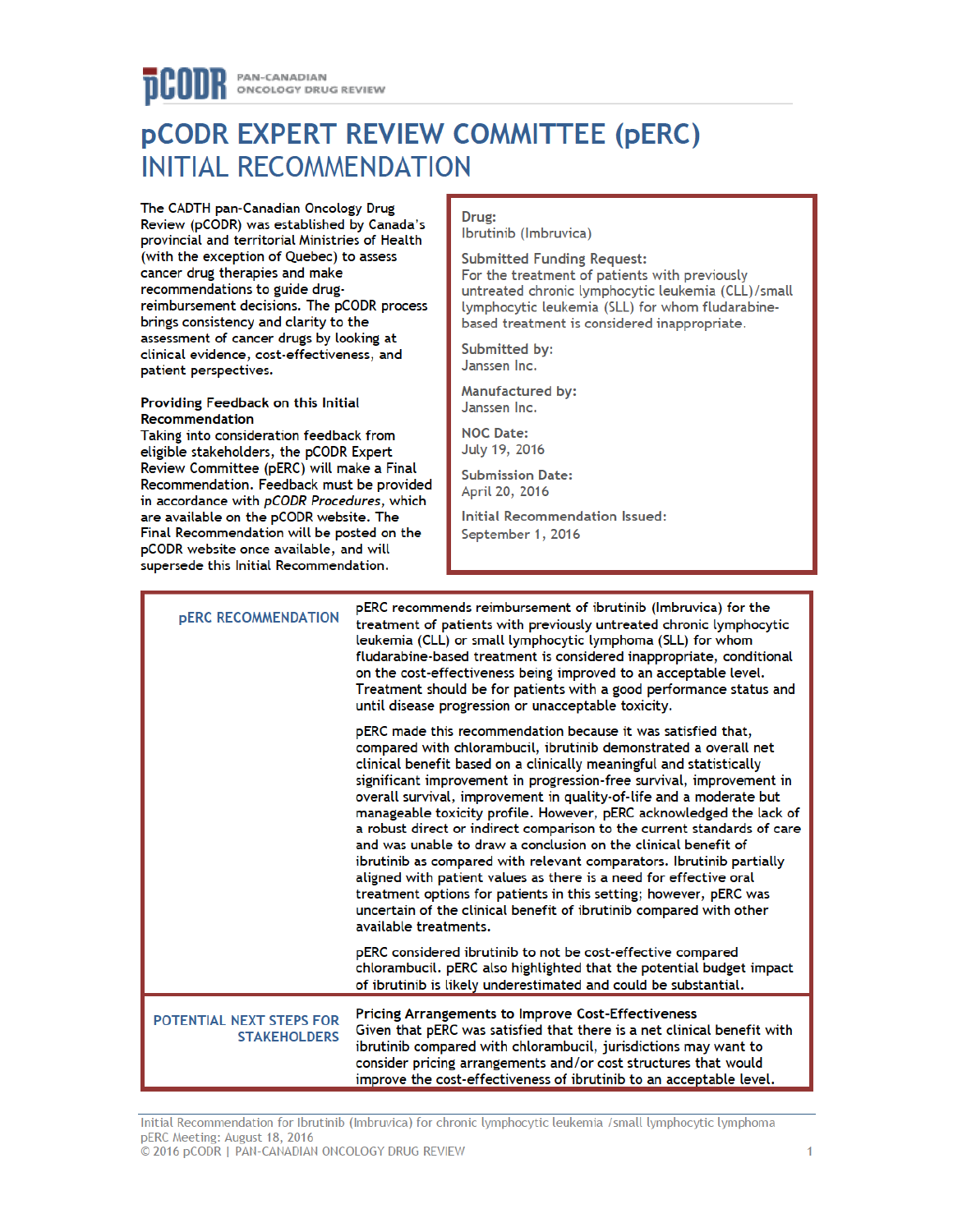# pCODR EXPERT REVIEW COMMITTEE (pERC) INITIAL RECOMMENDATION

The CADTH pan-Canadian Oncology Drug Review (pCODR) was established by Canada's provincial and territorial Ministries of Health (with the exception of Quebec) to assess cancer drug therapies and make recommendations to guide drug-reimbursement decisions. The pCODR process brings consistency and clarity to the assessment of cancer drugs by looking at clinical evidence, cost-effectiveness, and patient perspectives.

**Providing Feedback on this Initial Recommendation**

Taking into consideration feedback from eligible stakeholders, the pCODR Expert Review Committee (pERC) will make a Final Recommendation. Feedback must be provided in accordance with *pCODR Procedures*, which are available on the pCODR website. The Final Recommendation will be posted on the pCODR website once available, and will supersede this Initial Recommendation.

**Drug:**
Ibrutinib (Imbruvica)

**Submitted Funding Request:**
For the treatment of patients with previously untreated chronic lymphocytic leukemia (CLL)/small lymphocytic leukemia (SLL) for whom fludarabine-based treatment is considered inappropriate.

**Submitted by:**
Janssen Inc.

**Manufactured by:**
Janssen Inc.

**NOC Date:**
July 19, 2016

**Submission Date:**
April 20, 2016

**Initial Recommendation Issued:**
September 1, 2016

## pERC RECOMMENDATION

pERC recommends reimbursement of ibrutinib (Imbruvica) for the treatment of patients with previously untreated chronic lymphocytic leukemia (CLL) or small lymphocytic lymphoma (SLL) for whom fludarabine-based treatment is considered inappropriate, conditional on the cost-effectiveness being improved to an acceptable level. Treatment should be for patients with a good performance status and until disease progression or unacceptable toxicity.

pERC made this recommendation because it was satisfied that, compared with chlorambucil, ibrutinib demonstrated a overall net clinical benefit based on a clinically meaningful and statistically significant improvement in progression-free survival, improvement in overall survival, improvement in quality-of-life and a moderate but manageable toxicity profile. However, pERC acknowledged the lack of a robust direct or indirect comparison to the current standards of care and was unable to draw a conclusion on the clinical benefit of ibrutinib as compared with relevant comparators. Ibrutinib partially aligned with patient values as there is a need for effective oral treatment options for patients in this setting; however, pERC was uncertain of the clinical benefit of ibrutinib compared with other available treatments.

pERC considered ibrutinib to not be cost-effective compared chlorambucil. pERC also highlighted that the potential budget impact of ibrutinib is likely underestimated and could be substantial.

## POTENTIAL NEXT STEPS FOR STAKEHOLDERS

**Pricing Arrangements to Improve Cost-Effectiveness**

Given that pERC was satisfied that there is a net clinical benefit with ibrutinib compared with chlorambucil, jurisdictions may want to consider pricing arrangements and/or cost structures that would improve the cost-effectiveness of ibrutinib to an acceptable level.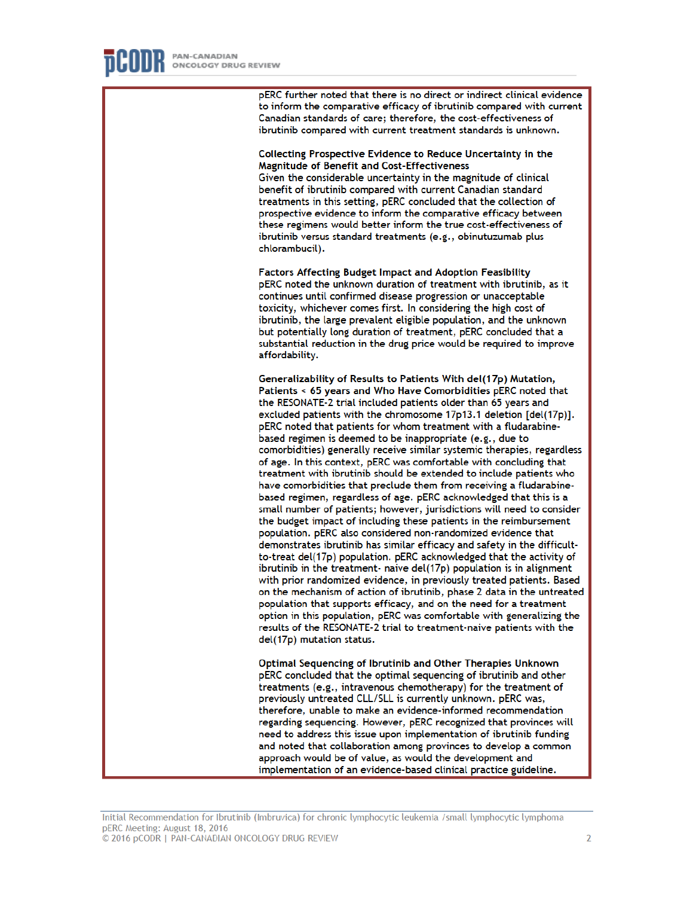pERC further noted that there is no direct or indirect clinical evidence to inform the comparative efficacy of ibrutinib compared with current Canadian standards of care; therefore, the cost-effectiveness of ibrutinib compared with current treatment standards is unknown.

**Collecting Prospective Evidence to Reduce Uncertainty in the Magnitude of Benefit and Cost-Effectiveness**
Given the considerable uncertainty in the magnitude of clinical benefit of ibrutinib compared with current Canadian standard treatments in this setting, pERC concluded that the collection of prospective evidence to inform the comparative efficacy between these regimens would better inform the true cost-effectiveness of ibrutinib versus standard treatments (e.g., obinutuzumab plus chlorambucil).

**Factors Affecting Budget Impact and Adoption Feasibility**
pERC noted the unknown duration of treatment with ibrutinib, as it continues until confirmed disease progression or unacceptable toxicity, whichever comes first. In considering the high cost of ibrutinib, the large prevalent eligible population, and the unknown but potentially long duration of treatment, pERC concluded that a substantial reduction in the drug price would be required to improve affordability.

**Generalizability of Results to Patients With del(17p) Mutation, Patients < 65 years and Who Have Comorbidities** pERC noted that the RESONATE-2 trial included patients older than 65 years and excluded patients with the chromosome 17p13.1 deletion [del(17p)]. pERC noted that patients for whom treatment with a fludarabine-based regimen is deemed to be inappropriate (e.g., due to comorbidities) generally receive similar systemic therapies, regardless of age. In this context, pERC was comfortable with concluding that treatment with ibrutinib should be extended to include patients who have comorbidities that preclude them from receiving a fludarabine-based regimen, regardless of age. pERC acknowledged that this is a small number of patients; however, jurisdictions will need to consider the budget impact of including these patients in the reimbursement population. pERC also considered non-randomized evidence that demonstrates ibrutinib has similar efficacy and safety in the difficult-to-treat del(17p) population. pERC acknowledged that the activity of ibrutinib in the treatment- naive del(17p) population is in alignment with prior randomized evidence, in previously treated patients. Based on the mechanism of action of ibrutinib, phase 2 data in the untreated population that supports efficacy, and on the need for a treatment option in this population, pERC was comfortable with generalizing the results of the RESONATE-2 trial to treatment-naive patients with the del(17p) mutation status.

**Optimal Sequencing of Ibrutinib and Other Therapies Unknown**
pERC concluded that the optimal sequencing of ibrutinib and other treatments (e.g., intravenous chemotherapy) for the treatment of previously untreated CLL/SLL is currently unknown. pERC was, therefore, unable to make an evidence-informed recommendation regarding sequencing. However, pERC recognized that provinces will need to address this issue upon implementation of ibrutinib funding and noted that collaboration among provinces to develop a common approach would be of value, as would the development and implementation of an evidence-based clinical practice guideline.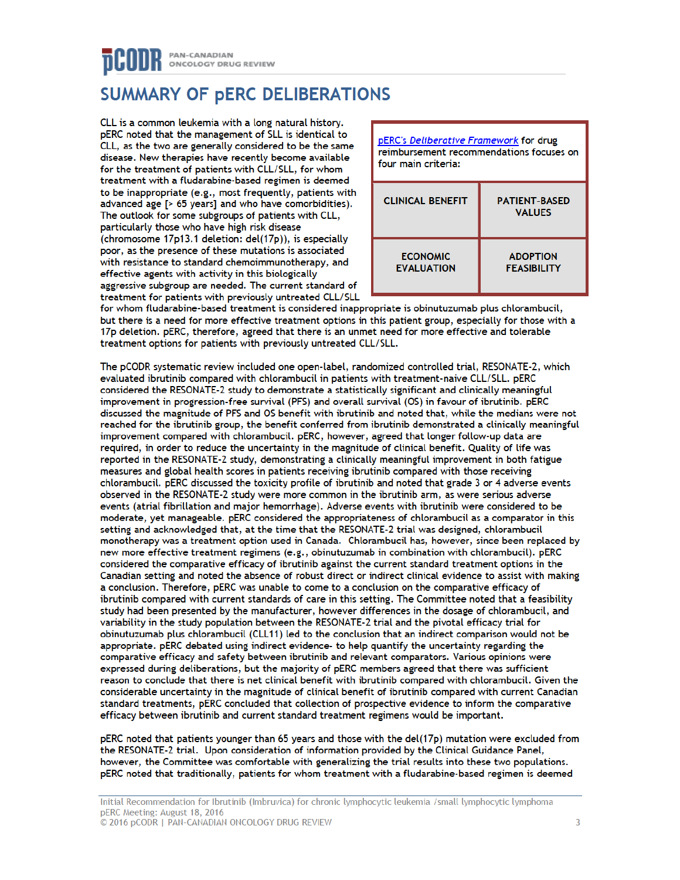## SUMMARY OF pERC DELIBERATIONS

| pERC's *Deliberative Framework* for drug reimbursement recommendations focuses on four main criteria: | |
|---|---|
| CLINICAL BENEFIT | PATIENT-BASED VALUES |
| ECONOMIC EVALUATION | ADOPTION FEASIBILITY |

CLL is a common leukemia with a long natural history. pERC noted that the management of SLL is identical to CLL, as the two are generally considered to be the same disease. New therapies have recently become available for the treatment of patients with CLL/SLL, for whom treatment with a fludarabine-based regimen is deemed to be inappropriate (e.g., most frequently, patients with advanced age [> 65 years] and who have comorbidities). The outlook for some subgroups of patients with CLL, particularly those who have high risk disease (chromosome 17p13.1 deletion: del(17p)), is especially poor, as the presence of these mutations is associated with resistance to standard chemoimmunotherapy, and effective agents with activity in this biologically aggressive subgroup are needed. The current standard of treatment for patients with previously untreated CLL/SLL for whom fludarabine-based treatment is considered inappropriate is obinutuzumab plus chlorambucil, but there is a need for more effective treatment options in this patient group, especially for those with a 17p deletion. pERC, therefore, agreed that there is an unmet need for more effective and tolerable treatment options for patients with previously untreated CLL/SLL.

The pCODR systematic review included one open-label, randomized controlled trial, RESONATE-2, which evaluated ibrutinib compared with chlorambucil in patients with treatment-naive CLL/SLL. pERC considered the RESONATE-2 study to demonstrate a statistically significant and clinically meaningful improvement in progression-free survival (PFS) and overall survival (OS) in favour of ibrutinib. pERC discussed the magnitude of PFS and OS benefit with ibrutinib and noted that, while the medians were not reached for the ibrutinib group, the benefit conferred from ibrutinib demonstrated a clinically meaningful improvement compared with chlorambucil. pERC, however, agreed that longer follow-up data are required, in order to reduce the uncertainty in the magnitude of clinical benefit. Quality of life was reported in the RESONATE-2 study, demonstrating a clinically meaningful improvement in both fatigue measures and global health scores in patients receiving ibrutinib compared with those receiving chlorambucil. pERC discussed the toxicity profile of ibrutinib and noted that grade 3 or 4 adverse events observed in the RESONATE-2 study were more common in the ibrutinib arm, as were serious adverse events (atrial fibrillation and major hemorrhage). Adverse events with ibrutinib were considered to be moderate, yet manageable. pERC considered the appropriateness of chlorambucil as a comparator in this setting and acknowledged that, at the time that the RESONATE-2 trial was designed, chlorambucil monotherapy was a treatment option used in Canada. Chlorambucil has, however, since been replaced by new more effective treatment regimens (e.g., obinutuzumab in combination with chlorambucil). pERC considered the comparative efficacy of ibrutinib against the current standard treatment options in the Canadian setting and noted the absence of robust direct or indirect clinical evidence to assist with making a conclusion. Therefore, pERC was unable to come to a conclusion on the comparative efficacy of ibrutinib compared with current standards of care in this setting. The Committee noted that a feasibility study had been presented by the manufacturer, however differences in the dosage of chlorambucil, and variability in the study population between the RESONATE-2 trial and the pivotal efficacy trial for obinutuzumab plus chlorambucil (CLL11) led to the conclusion that an indirect comparison would not be appropriate. pERC debated using indirect evidence- to help quantify the uncertainty regarding the comparative efficacy and safety between ibrutinib and relevant comparators. Various opinions were expressed during deliberations, but the majority of pERC members agreed that there was sufficient reason to conclude that there is net clinical benefit with ibrutinib compared with chlorambucil. Given the considerable uncertainty in the magnitude of clinical benefit of ibrutinib compared with current Canadian standard treatments, pERC concluded that collection of prospective evidence to inform the comparative efficacy between ibrutinib and current standard treatment regimens would be important.

pERC noted that patients younger than 65 years and those with the del(17p) mutation were excluded from the RESONATE-2 trial. Upon consideration of information provided by the Clinical Guidance Panel, however, the Committee was comfortable with generalizing the trial results into these two populations. pERC noted that traditionally, patients for whom treatment with a fludarabine-based regimen is deemed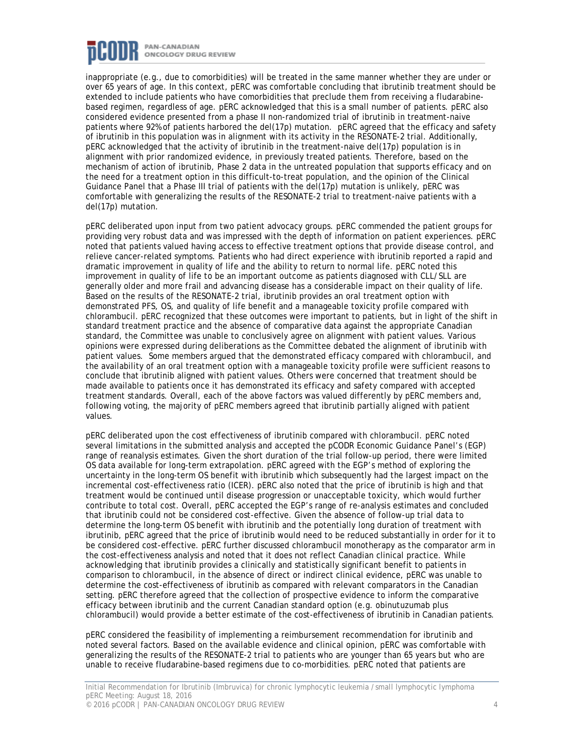inappropriate (e.g., due to comorbidities) will be treated in the same manner whether they are under or over 65 years of age. In this context, pERC was comfortable concluding that ibrutinib treatment should be extended to include patients who have comorbidities that preclude them from receiving a fludarabine-based regimen, regardless of age. pERC acknowledged that this is a small number of patients. pERC also considered evidence presented from a phase II non-randomized trial of ibrutinib in treatment-naive patients where 92% of patients harbored the del(17p) mutation. pERC agreed that the efficacy and safety of ibrutinib in this population was in alignment with its activity in the RESONATE-2 trial. Additionally, pERC acknowledged that the activity of ibrutinib in the treatment-naive del(17p) population is in alignment with prior randomized evidence, in previously treated patients. Therefore, based on the mechanism of action of ibrutinib, Phase 2 data in the untreated population that supports efficacy and on the need for a treatment option in this difficult-to-treat population, and the opinion of the Clinical Guidance Panel that a Phase III trial of patients with the del(17p) mutation is unlikely, pERC was comfortable with generalizing the results of the RESONATE-2 trial to treatment-naive patients with a del(17p) mutation.

pERC deliberated upon input from two patient advocacy groups. pERC commended the patient groups for providing very robust data and was impressed with the depth of information on patient experiences. pERC noted that patients valued having access to effective treatment options that provide disease control, and relieve cancer-related symptoms. Patients who had direct experience with ibrutinib reported a rapid and dramatic improvement in quality of life and the ability to return to normal life. pERC noted this improvement in quality of life to be an important outcome as patients diagnosed with CLL/SLL are generally older and more frail and advancing disease has a considerable impact on their quality of life. Based on the results of the RESONATE-2 trial, ibrutinib provides an oral treatment option with demonstrated PFS, OS, and quality of life benefit and a manageable toxicity profile compared with chlorambucil. pERC recognized that these outcomes were important to patients, but in light of the shift in standard treatment practice and the absence of comparative data against the appropriate Canadian standard, the Committee was unable to conclusively agree on alignment with patient values. Various opinions were expressed during deliberations as the Committee debated the alignment of ibrutinib with patient values. Some members argued that the demonstrated efficacy compared with chlorambucil, and the availability of an oral treatment option with a manageable toxicity profile were sufficient reasons to conclude that ibrutinib aligned with patient values. Others were concerned that treatment should be made available to patients once it has demonstrated its efficacy and safety compared with accepted treatment standards. Overall, each of the above factors was valued differently by pERC members and, following voting, the majority of pERC members agreed that ibrutinib partially aligned with patient values.

pERC deliberated upon the cost effectiveness of ibrutinib compared with chlorambucil. pERC noted several limitations in the submitted analysis and accepted the pCODR Economic Guidance Panel's (EGP) range of reanalysis estimates. Given the short duration of the trial follow-up period, there were limited OS data available for long-term extrapolation. pERC agreed with the EGP's method of exploring the uncertainty in the long-term OS benefit with ibrutinib which subsequently had the largest impact on the incremental cost-effectiveness ratio (ICER). pERC also noted that the price of ibrutinib is high and that treatment would be continued until disease progression or unacceptable toxicity, which would further contribute to total cost. Overall, pERC accepted the EGP's range of re-analysis estimates and concluded that ibrutinib could not be considered cost-effective. Given the absence of follow-up trial data to determine the long-term OS benefit with ibrutinib and the potentially long duration of treatment with ibrutinib, pERC agreed that the price of ibrutinib would need to be reduced substantially in order for it to be considered cost-effective. pERC further discussed chlorambucil monotherapy as the comparator arm in the cost-effectiveness analysis and noted that it does not reflect Canadian clinical practice. While acknowledging that ibrutinib provides a clinically and statistically significant benefit to patients in comparison to chlorambucil, in the absence of direct or indirect clinical evidence, pERC was unable to determine the cost-effectiveness of ibrutinib as compared with relevant comparators in the Canadian setting. pERC therefore agreed that the collection of prospective evidence to inform the comparative efficacy between ibrutinib and the current Canadian standard option (e.g. obinutuzumab plus chlorambucil) would provide a better estimate of the cost-effectiveness of ibrutinib in Canadian patients.

pERC considered the feasibility of implementing a reimbursement recommendation for ibrutinib and noted several factors. Based on the available evidence and clinical opinion, pERC was comfortable with generalizing the results of the RESONATE-2 trial to patients who are younger than 65 years but who are unable to receive fludarabine-based regimens due to co-morbidities. pERC noted that patients are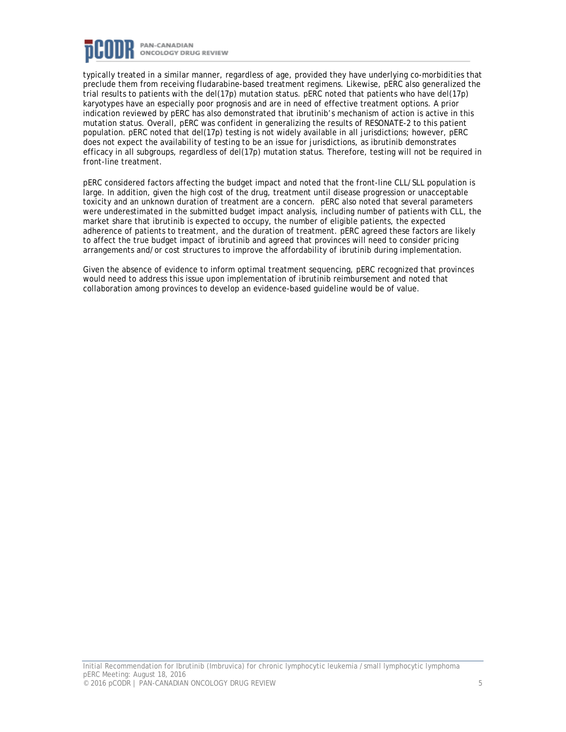typically treated in a similar manner, regardless of age, provided they have underlying co-morbidities that preclude them from receiving fludarabine-based treatment regimens. Likewise, pERC also generalized the trial results to patients with the del(17p) mutation status. pERC noted that patients who have del(17p) karyotypes have an especially poor prognosis and are in need of effective treatment options. A prior indication reviewed by pERC has also demonstrated that ibrutinib's mechanism of action is active in this mutation status. Overall, pERC was confident in generalizing the results of RESONATE-2 to this patient population. pERC noted that del(17p) testing is not widely available in all jurisdictions; however, pERC does not expect the availability of testing to be an issue for jurisdictions, as ibrutinib demonstrates efficacy in all subgroups, regardless of del(17p) mutation status. Therefore, testing will not be required in front-line treatment.

pERC considered factors affecting the budget impact and noted that the front-line CLL/SLL population is large. In addition, given the high cost of the drug, treatment until disease progression or unacceptable toxicity and an unknown duration of treatment are a concern. pERC also noted that several parameters were underestimated in the submitted budget impact analysis, including number of patients with CLL, the market share that ibrutinib is expected to occupy, the number of eligible patients, the expected adherence of patients to treatment, and the duration of treatment. pERC agreed these factors are likely to affect the true budget impact of ibrutinib and agreed that provinces will need to consider pricing arrangements and/or cost structures to improve the affordability of ibrutinib during implementation.

Given the absence of evidence to inform optimal treatment sequencing, pERC recognized that provinces would need to address this issue upon implementation of ibrutinib reimbursement and noted that collaboration among provinces to develop an evidence-based guideline would be of value.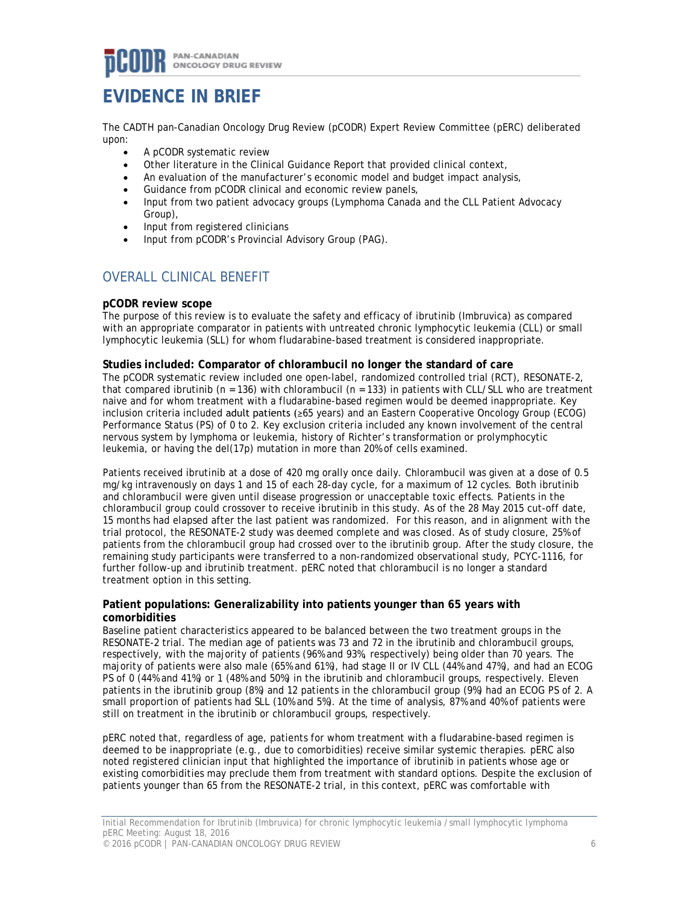# EVIDENCE IN BRIEF

The CADTH pan-Canadian Oncology Drug Review (pCODR) Expert Review Committee (pERC) deliberated upon:

- A pCODR systematic review
- Other literature in the Clinical Guidance Report that provided clinical context,
- An evaluation of the manufacturer's economic model and budget impact analysis,
- Guidance from pCODR clinical and economic review panels,
- Input from two patient advocacy groups (Lymphoma Canada and the CLL Patient Advocacy Group),
- Input from registered clinicians
- Input from pCODR's Provincial Advisory Group (PAG).

## OVERALL CLINICAL BENEFIT

### pCODR review scope

The purpose of this review is to evaluate the safety and efficacy of ibrutinib (Imbruvica) as compared with an appropriate comparator in patients with untreated chronic lymphocytic leukemia (CLL) or small lymphocytic leukemia (SLL) for whom fludarabine-based treatment is considered inappropriate.

### Studies included: Comparator of chlorambucil no longer the standard of care

The pCODR systematic review included one open-label, randomized controlled trial (RCT), RESONATE-2, that compared ibrutinib (n = 136) with chlorambucil (n = 133) in patients with CLL/SLL who are treatment naive and for whom treatment with a fludarabine-based regimen would be deemed inappropriate. Key inclusion criteria included adult patients (≥65 years) and an Eastern Cooperative Oncology Group (ECOG) Performance Status (PS) of 0 to 2. Key exclusion criteria included any known involvement of the central nervous system by lymphoma or leukemia, history of Richter's transformation or prolymphocytic leukemia, or having the del(17p) mutation in more than 20% of cells examined.

Patients received ibrutinib at a dose of 420 mg orally once daily. Chlorambucil was given at a dose of 0.5 mg/kg intravenously on days 1 and 15 of each 28-day cycle, for a maximum of 12 cycles. Both ibrutinib and chlorambucil were given until disease progression or unacceptable toxic effects. Patients in the chlorambucil group could crossover to receive ibrutinib in this study. As of the 28 May 2015 cut-off date, 15 months had elapsed after the last patient was randomized. For this reason, and in alignment with the trial protocol, the RESONATE-2 study was deemed complete and was closed. As of study closure, 25% of patients from the chlorambucil group had crossed over to the ibrutinib group. After the study closure, the remaining study participants were transferred to a non-randomized observational study, PCYC-1116, for further follow-up and ibrutinib treatment. pERC noted that chlorambucil is no longer a standard treatment option in this setting.

### Patient populations: Generalizability into patients younger than 65 years with comorbidities

Baseline patient characteristics appeared to be balanced between the two treatment groups in the RESONATE-2 trial. The median age of patients was 73 and 72 in the ibrutinib and chlorambucil groups, respectively, with the majority of patients (96% and 93%, respectively) being older than 70 years. The majority of patients were also male (65% and 61%), had stage II or IV CLL (44% and 47%), and had an ECOG PS of 0 (44% and 41%) or 1 (48% and 50%) in the ibrutinib and chlorambucil groups, respectively. Eleven patients in the ibrutinib group (8%) and 12 patients in the chlorambucil group (9%) had an ECOG PS of 2. A small proportion of patients had SLL (10% and 5%). At the time of analysis, 87% and 40% of patients were still on treatment in the ibrutinib or chlorambucil groups, respectively.

pERC noted that, regardless of age, patients for whom treatment with a fludarabine-based regimen is deemed to be inappropriate (e.g., due to comorbidities) receive similar systemic therapies. pERC also noted registered clinician input that highlighted the importance of ibrutinib in patients whose age or existing comorbidities may preclude them from treatment with standard options. Despite the exclusion of patients younger than 65 from the RESONATE-2 trial, in this context, pERC was comfortable with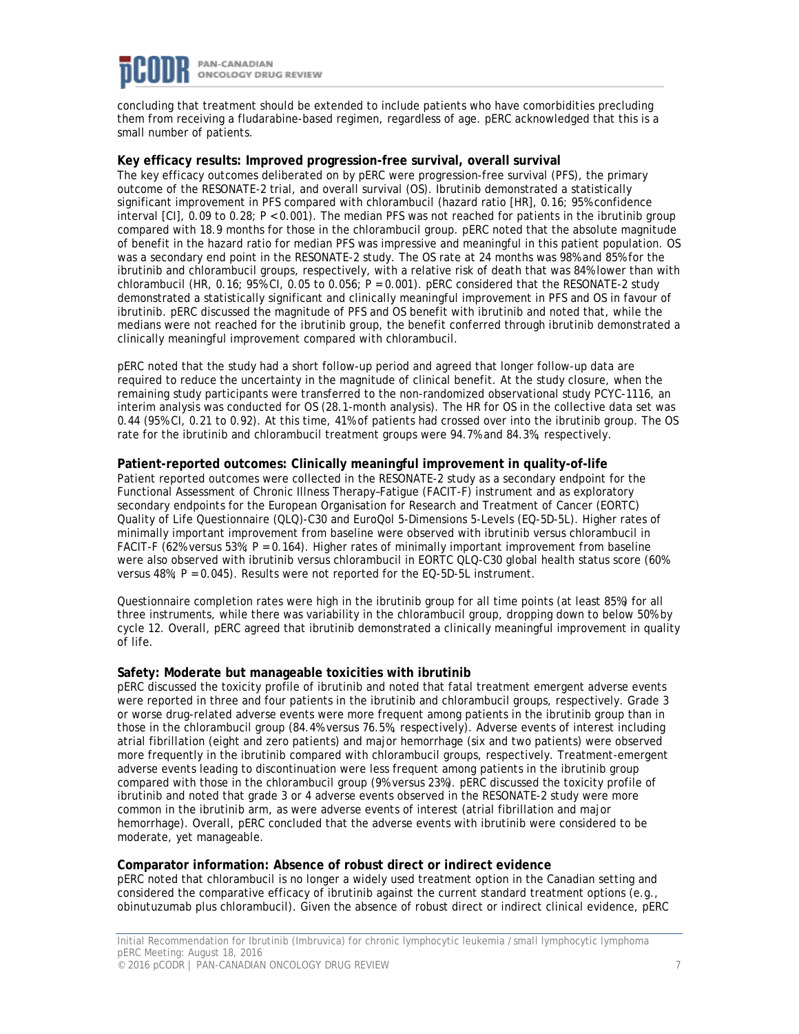concluding that treatment should be extended to include patients who have comorbidities precluding them from receiving a fludarabine-based regimen, regardless of age. pERC acknowledged that this is a small number of patients.

**Key efficacy results: Improved progression-free survival, overall survival**

The key efficacy outcomes deliberated on by pERC were progression-free survival (PFS), the primary outcome of the RESONATE-2 trial, and overall survival (OS). Ibrutinib demonstrated a statistically significant improvement in PFS compared with chlorambucil (hazard ratio [HR], 0.16; 95% confidence interval [CI], 0.09 to 0.28; $P < 0.001$). The median PFS was not reached for patients in the ibrutinib group compared with 18.9 months for those in the chlorambucil group. pERC noted that the absolute magnitude of benefit in the hazard ratio for median PFS was impressive and meaningful in this patient population. OS was a secondary end point in the RESONATE-2 study. The OS rate at 24 months was 98% and 85% for the ibrutinib and chlorambucil groups, respectively, with a relative risk of death that was 84% lower than with chlorambucil (HR, 0.16; 95% CI, 0.05 to 0.056; $P = 0.001$). pERC considered that the RESONATE-2 study demonstrated a statistically significant and clinically meaningful improvement in PFS and OS in favour of ibrutinib. pERC discussed the magnitude of PFS and OS benefit with ibrutinib and noted that, while the medians were not reached for the ibrutinib group, the benefit conferred through ibrutinib demonstrated a clinically meaningful improvement compared with chlorambucil.

pERC noted that the study had a short follow-up period and agreed that longer follow-up data are required to reduce the uncertainty in the magnitude of clinical benefit. At the study closure, when the remaining study participants were transferred to the non-randomized observational study PCYC-1116, an interim analysis was conducted for OS (28.1-month analysis). The HR for OS in the collective data set was 0.44 (95% CI, 0.21 to 0.92). At this time, 41% of patients had crossed over into the ibrutinib group. The OS rate for the ibrutinib and chlorambucil treatment groups were 94.7% and 84.3%, respectively.

**Patient-reported outcomes: Clinically meaningful improvement in quality-of-life**

Patient reported outcomes were collected in the RESONATE-2 study as a secondary endpoint for the Functional Assessment of Chronic Illness Therapy–Fatigue (FACIT-F) instrument and as exploratory secondary endpoints for the European Organisation for Research and Treatment of Cancer (EORTC) Quality of Life Questionnaire (QLQ)-C30 and EuroQol 5-Dimensions 5-Levels (EQ-5D-5L). Higher rates of minimally important improvement from baseline were observed with ibrutinib versus chlorambucil in FACIT-F (62% versus 53%; $P = 0.164$). Higher rates of minimally important improvement from baseline were also observed with ibrutinib versus chlorambucil in EORTC QLQ-C30 global health status score (60% versus 48%; $P = 0.045$). Results were not reported for the EQ-5D-5L instrument.

Questionnaire completion rates were high in the ibrutinib group for all time points (at least 85%) for all three instruments, while there was variability in the chlorambucil group, dropping down to below 50% by cycle 12. Overall, pERC agreed that ibrutinib demonstrated a clinically meaningful improvement in quality of life.

**Safety: Moderate but manageable toxicities with ibrutinib**

pERC discussed the toxicity profile of ibrutinib and noted that fatal treatment emergent adverse events were reported in three and four patients in the ibrutinib and chlorambucil groups, respectively. Grade 3 or worse drug-related adverse events were more frequent among patients in the ibrutinib group than in those in the chlorambucil group (84.4% versus 76.5%, respectively). Adverse events of interest including atrial fibrillation (eight and zero patients) and major hemorrhage (six and two patients) were observed more frequently in the ibrutinib compared with chlorambucil groups, respectively. Treatment-emergent adverse events leading to discontinuation were less frequent among patients in the ibrutinib group compared with those in the chlorambucil group (9% versus 23%). pERC discussed the toxicity profile of ibrutinib and noted that grade 3 or 4 adverse events observed in the RESONATE-2 study were more common in the ibrutinib arm, as were adverse events of interest (atrial fibrillation and major hemorrhage). Overall, pERC concluded that the adverse events with ibrutinib were considered to be moderate, yet manageable.

**Comparator information: Absence of robust direct or indirect evidence**

pERC noted that chlorambucil is no longer a widely used treatment option in the Canadian setting and considered the comparative efficacy of ibrutinib against the current standard treatment options (e.g., obinutuzumab plus chlorambucil). Given the absence of robust direct or indirect clinical evidence, pERC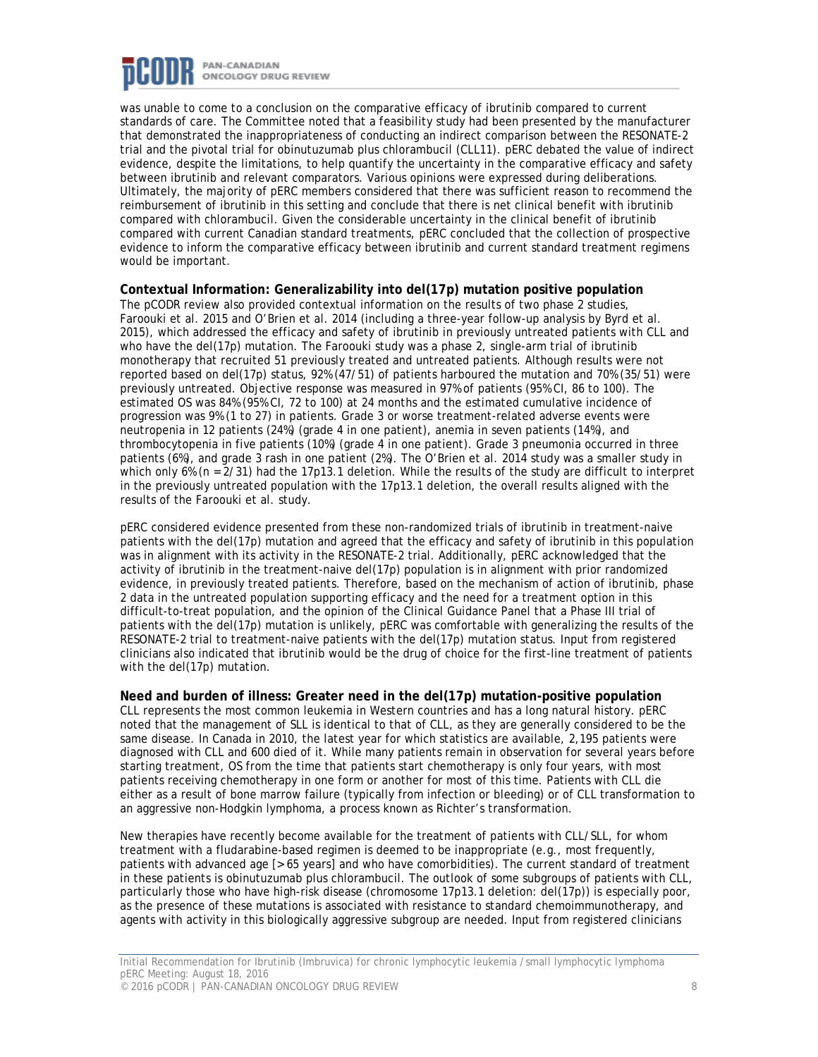was unable to come to a conclusion on the comparative efficacy of ibrutinib compared to current standards of care. The Committee noted that a feasibility study had been presented by the manufacturer that demonstrated the inappropriateness of conducting an indirect comparison between the RESONATE-2 trial and the pivotal trial for obinutuzumab plus chlorambucil (CLL11). pERC debated the value of indirect evidence, despite the limitations, to help quantify the uncertainty in the comparative efficacy and safety between ibrutinib and relevant comparators. Various opinions were expressed during deliberations. Ultimately, the majority of pERC members considered that there was sufficient reason to recommend the reimbursement of ibrutinib in this setting and conclude that there is net clinical benefit with ibrutinib compared with chlorambucil. Given the considerable uncertainty in the clinical benefit of ibrutinib compared with current Canadian standard treatments, pERC concluded that the collection of prospective evidence to inform the comparative efficacy between ibrutinib and current standard treatment regimens would be important.

**Contextual Information: Generalizability into del(17p) mutation positive population**

The pCODR review also provided contextual information on the results of two phase 2 studies, Faroouki et al. 2015 and O'Brien et al. 2014 (including a three-year follow-up analysis by Byrd et al. 2015), which addressed the efficacy and safety of ibrutinib in previously untreated patients with CLL and who have the del(17p) mutation. The Faroouki study was a phase 2, single-arm trial of ibrutinib monotherapy that recruited 51 previously treated and untreated patients. Although results were not reported based on del(17p) status, 92% (47/51) of patients harboured the mutation and 70% (35/51) were previously untreated. Objective response was measured in 97% of patients (95% CI, 86 to 100). The estimated OS was 84% (95% CI, 72 to 100) at 24 months and the estimated cumulative incidence of progression was 9% (1 to 27) in patients. Grade 3 or worse treatment-related adverse events were neutropenia in 12 patients (24%) (grade 4 in one patient), anemia in seven patients (14%), and thrombocytopenia in five patients (10%) (grade 4 in one patient). Grade 3 pneumonia occurred in three patients (6%), and grade 3 rash in one patient (2%). The O'Brien et al. 2014 study was a smaller study in which only 6% (n = 2/31) had the 17p13.1 deletion. While the results of the study are difficult to interpret in the previously untreated population with the 17p13.1 deletion, the overall results aligned with the results of the Faroouki et al. study.

pERC considered evidence presented from these non-randomized trials of ibrutinib in treatment-naive patients with the del(17p) mutation and agreed that the efficacy and safety of ibrutinib in this population was in alignment with its activity in the RESONATE-2 trial. Additionally, pERC acknowledged that the activity of ibrutinib in the treatment-naive del(17p) population is in alignment with prior randomized evidence, in previously treated patients. Therefore, based on the mechanism of action of ibrutinib, phase 2 data in the untreated population supporting efficacy and the need for a treatment option in this difficult-to-treat population, and the opinion of the Clinical Guidance Panel that a Phase III trial of patients with the del(17p) mutation is unlikely, pERC was comfortable with generalizing the results of the RESONATE-2 trial to treatment-naive patients with the del(17p) mutation status. Input from registered clinicians also indicated that ibrutinib would be the drug of choice for the first-line treatment of patients with the del(17p) mutation.

**Need and burden of illness: Greater need in the del(17p) mutation-positive population**

CLL represents the most common leukemia in Western countries and has a long natural history. pERC noted that the management of SLL is identical to that of CLL, as they are generally considered to be the same disease. In Canada in 2010, the latest year for which statistics are available, 2,195 patients were diagnosed with CLL and 600 died of it. While many patients remain in observation for several years before starting treatment, OS from the time that patients start chemotherapy is only four years, with most patients receiving chemotherapy in one form or another for most of this time. Patients with CLL die either as a result of bone marrow failure (typically from infection or bleeding) or of CLL transformation to an aggressive non-Hodgkin lymphoma, a process known as Richter's transformation.

New therapies have recently become available for the treatment of patients with CLL/SLL, for whom treatment with a fludarabine-based regimen is deemed to be inappropriate (e.g., most frequently, patients with advanced age [> 65 years] and who have comorbidities). The current standard of treatment in these patients is obinutuzumab plus chlorambucil. The outlook of some subgroups of patients with CLL, particularly those who have high-risk disease (chromosome 17p13.1 deletion: del(17p)) is especially poor, as the presence of these mutations is associated with resistance to standard chemoimmunotherapy, and agents with activity in this biologically aggressive subgroup are needed. Input from registered clinicians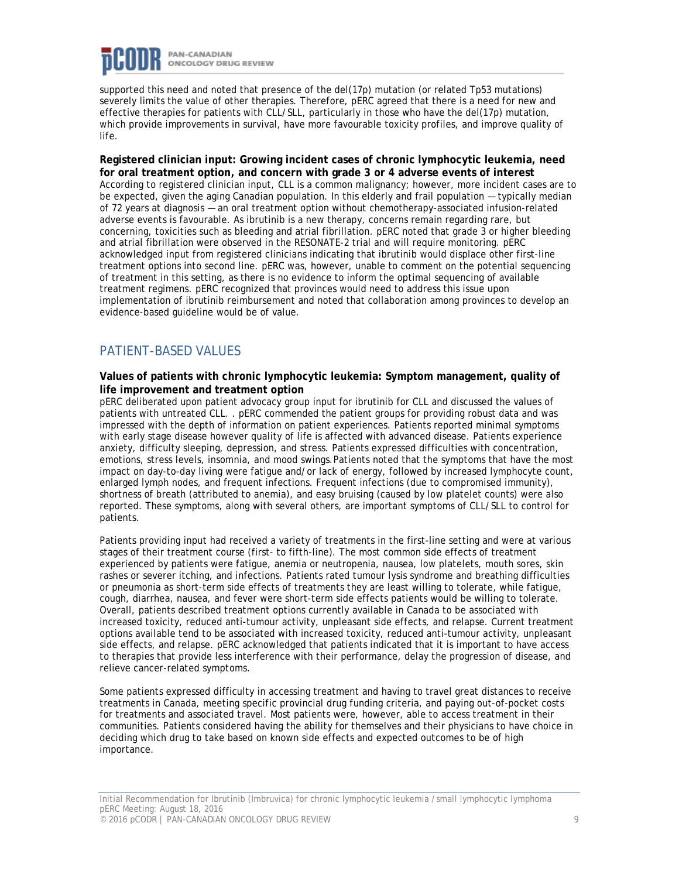supported this need and noted that presence of the del(17p) mutation (or related Tp53 mutations) severely limits the value of other therapies. Therefore, pERC agreed that there is a need for new and effective therapies for patients with CLL/SLL, particularly in those who have the del(17p) mutation, which provide improvements in survival, have more favourable toxicity profiles, and improve quality of life.

**Registered clinician input: Growing incident cases of chronic lymphocytic leukemia, need for oral treatment option, and concern with grade 3 or 4 adverse events of interest**
According to registered clinician input, CLL is a common malignancy; however, more incident cases are to be expected, given the aging Canadian population. In this elderly and frail population — typically median of 72 years at diagnosis — an oral treatment option without chemotherapy-associated infusion-related adverse events is favourable. As ibrutinib is a new therapy, concerns remain regarding rare, but concerning, toxicities such as bleeding and atrial fibrillation. pERC noted that grade 3 or higher bleeding and atrial fibrillation were observed in the RESONATE-2 trial and will require monitoring. pERC acknowledged input from registered clinicians indicating that ibrutinib would displace other first-line treatment options into second line. pERC was, however, unable to comment on the potential sequencing of treatment in this setting, as there is no evidence to inform the optimal sequencing of available treatment regimens. pERC recognized that provinces would need to address this issue upon implementation of ibrutinib reimbursement and noted that collaboration among provinces to develop an evidence-based guideline would be of value.

## PATIENT-BASED VALUES

**Values of patients with chronic lymphocytic leukemia: Symptom management, quality of life improvement and treatment option**
pERC deliberated upon patient advocacy group input for ibrutinib for CLL and discussed the values of patients with untreated CLL. . pERC commended the patient groups for providing robust data and was impressed with the depth of information on patient experiences. Patients reported minimal symptoms with early stage disease however quality of life is affected with advanced disease. Patients experience anxiety, difficulty sleeping, depression, and stress. Patients expressed difficulties with concentration, emotions, stress levels, insomnia, and mood swings. Patients noted that the symptoms that have the most impact on day-to-day living were fatigue and/or lack of energy, followed by increased lymphocyte count, enlarged lymph nodes, and frequent infections. Frequent infections (due to compromised immunity), shortness of breath (attributed to anemia), and easy bruising (caused by low platelet counts) were also reported. These symptoms, along with several others, are important symptoms of CLL/SLL to control for patients.

Patients providing input had received a variety of treatments in the first-line setting and were at various stages of their treatment course (first- to fifth-line). The most common side effects of treatment experienced by patients were fatigue, anemia or neutropenia, nausea, low platelets, mouth sores, skin rashes or severer itching, and infections. Patients rated tumour lysis syndrome and breathing difficulties or pneumonia as short-term side effects of treatments they are least willing to tolerate, while fatigue, cough, diarrhea, nausea, and fever were short-term side effects patients would be willing to tolerate. Overall, patients described treatment options currently available in Canada to be associated with increased toxicity, reduced anti-tumour activity, unpleasant side effects, and relapse. Current treatment options available tend to be associated with increased toxicity, reduced anti-tumour activity, unpleasant side effects, and relapse. pERC acknowledged that patients indicated that it is important to have access to therapies that provide less interference with their performance, delay the progression of disease, and relieve cancer-related symptoms.

Some patients expressed difficulty in accessing treatment and having to travel great distances to receive treatments in Canada, meeting specific provincial drug funding criteria, and paying out-of-pocket costs for treatments and associated travel. Most patients were, however, able to access treatment in their communities. Patients considered having the ability for themselves and their physicians to have choice in deciding which drug to take based on known side effects and expected outcomes to be of high importance.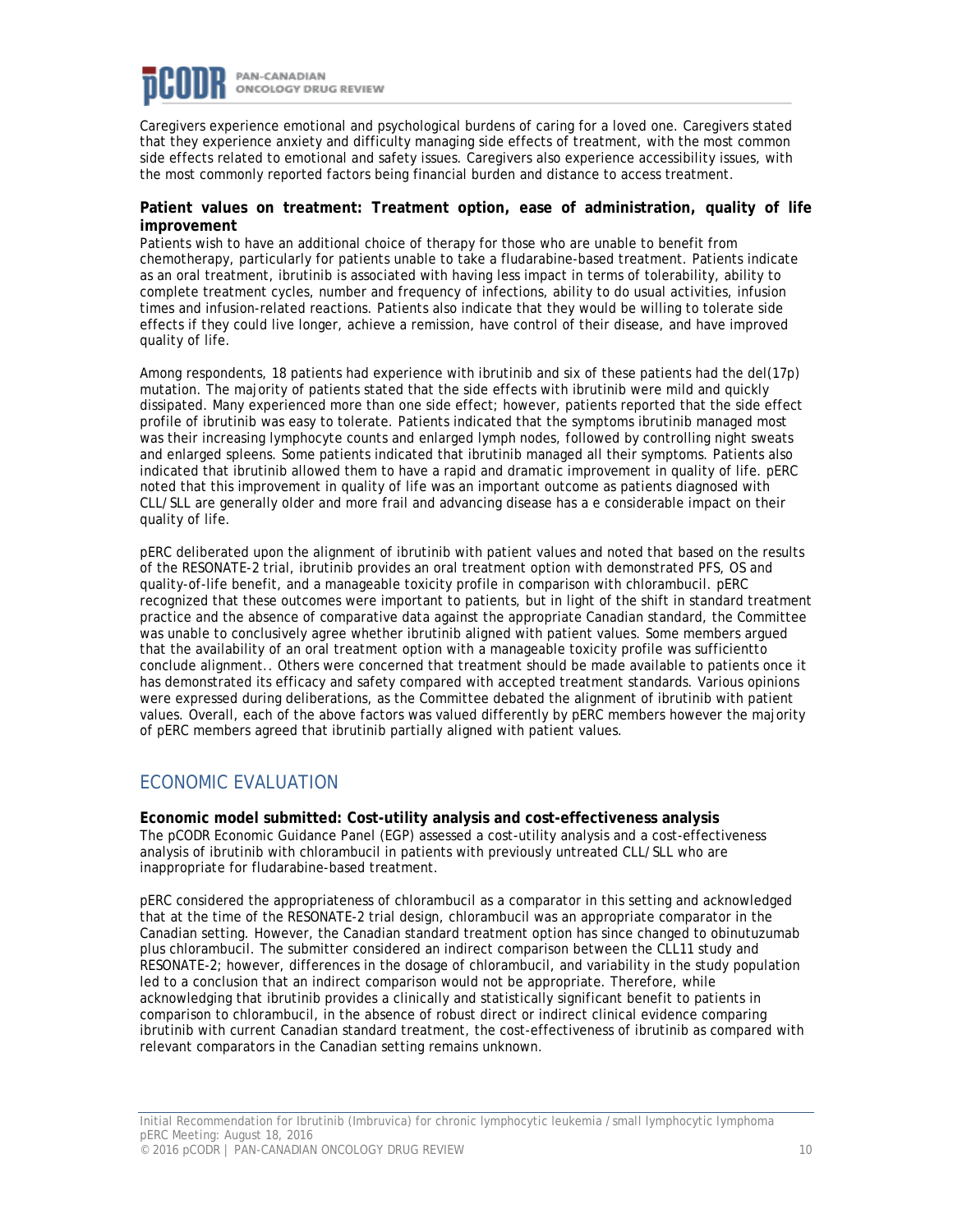Caregivers experience emotional and psychological burdens of caring for a loved one. Caregivers stated that they experience anxiety and difficulty managing side effects of treatment, with the most common side effects related to emotional and safety issues. Caregivers also experience accessibility issues, with the most commonly reported factors being financial burden and distance to access treatment.

**Patient values on treatment: Treatment option, ease of administration, quality of life improvement**

Patients wish to have an additional choice of therapy for those who are unable to benefit from chemotherapy, particularly for patients unable to take a fludarabine-based treatment. Patients indicate as an oral treatment, ibrutinib is associated with having less impact in terms of tolerability, ability to complete treatment cycles, number and frequency of infections, ability to do usual activities, infusion times and infusion-related reactions. Patients also indicate that they would be willing to tolerate side effects if they could live longer, achieve a remission, have control of their disease, and have improved quality of life.

Among respondents, 18 patients had experience with ibrutinib and six of these patients had the del(17p) mutation. The majority of patients stated that the side effects with ibrutinib were mild and quickly dissipated. Many experienced more than one side effect; however, patients reported that the side effect profile of ibrutinib was easy to tolerate. Patients indicated that the symptoms ibrutinib managed most was their increasing lymphocyte counts and enlarged lymph nodes, followed by controlling night sweats and enlarged spleens. Some patients indicated that ibrutinib managed all their symptoms. Patients also indicated that ibrutinib allowed them to have a rapid and dramatic improvement in quality of life. pERC noted that this improvement in quality of life was an important outcome as patients diagnosed with CLL/SLL are generally older and more frail and advancing disease has a e considerable impact on their quality of life.

pERC deliberated upon the alignment of ibrutinib with patient values and noted that based on the results of the RESONATE-2 trial, ibrutinib provides an oral treatment option with demonstrated PFS, OS and quality-of-life benefit, and a manageable toxicity profile in comparison with chlorambucil. pERC recognized that these outcomes were important to patients, but in light of the shift in standard treatment practice and the absence of comparative data against the appropriate Canadian standard, the Committee was unable to conclusively agree whether ibrutinib aligned with patient values. Some members argued that the availability of an oral treatment option with a manageable toxicity profile was sufficientto conclude alignment.. Others were concerned that treatment should be made available to patients once it has demonstrated its efficacy and safety compared with accepted treatment standards. Various opinions were expressed during deliberations, as the Committee debated the alignment of ibrutinib with patient values. Overall, each of the above factors was valued differently by pERC members however the majority of pERC members agreed that ibrutinib partially aligned with patient values.

## ECONOMIC EVALUATION

**Economic model submitted: Cost-utility analysis and cost-effectiveness analysis**

The pCODR Economic Guidance Panel (EGP) assessed a cost-utility analysis and a cost-effectiveness analysis of ibrutinib with chlorambucil in patients with previously untreated CLL/SLL who are inappropriate for fludarabine-based treatment.

pERC considered the appropriateness of chlorambucil as a comparator in this setting and acknowledged that at the time of the RESONATE-2 trial design, chlorambucil was an appropriate comparator in the Canadian setting. However, the Canadian standard treatment option has since changed to obinutuzumab plus chlorambucil. The submitter considered an indirect comparison between the CLL11 study and RESONATE-2; however, differences in the dosage of chlorambucil, and variability in the study population led to a conclusion that an indirect comparison would not be appropriate. Therefore, while acknowledging that ibrutinib provides a clinically and statistically significant benefit to patients in comparison to chlorambucil, in the absence of robust direct or indirect clinical evidence comparing ibrutinib with current Canadian standard treatment, the cost-effectiveness of ibrutinib as compared with relevant comparators in the Canadian setting remains unknown.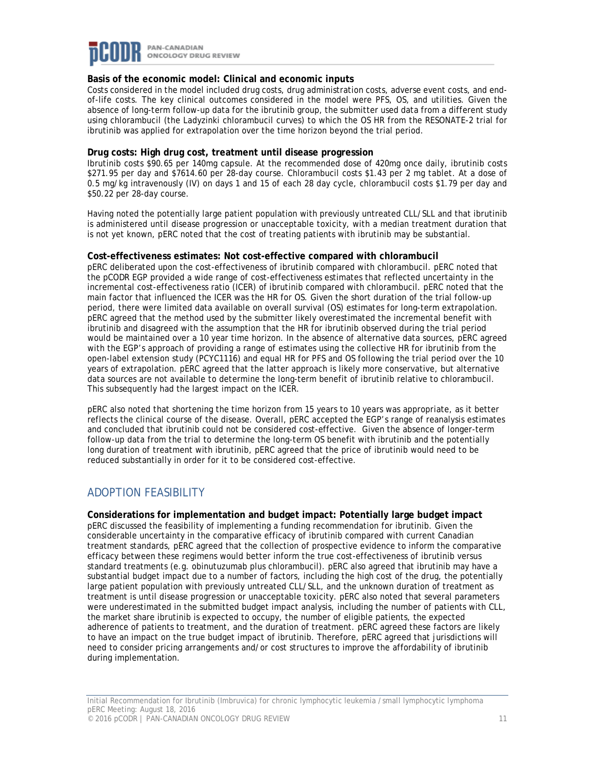**Basis of the economic model: Clinical and economic inputs**
Costs considered in the model included drug costs, drug administration costs, adverse event costs, and end-of-life costs. The key clinical outcomes considered in the model were PFS, OS, and utilities. Given the absence of long-term follow-up data for the ibrutinib group, the submitter used data from a different study using chlorambucil (the Ladyzinki chlorambucil curves) to which the OS HR from the RESONATE-2 trial for ibrutinib was applied for extrapolation over the time horizon beyond the trial period.

**Drug costs: High drug cost, treatment until disease progression**
Ibrutinib costs $90.65 per 140mg capsule. At the recommended dose of 420mg once daily, ibrutinib costs $271.95 per day and $7614.60 per 28-day course. Chlorambucil costs $1.43 per 2 mg tablet. At a dose of 0.5 mg/kg intravenously (IV) on days 1 and 15 of each 28 day cycle, chlorambucil costs $1.79 per day and $50.22 per 28-day course.

Having noted the potentially large patient population with previously untreated CLL/SLL and that ibrutinib is administered until disease progression or unacceptable toxicity, with a median treatment duration that is not yet known, pERC noted that the cost of treating patients with ibrutinib may be substantial.

**Cost-effectiveness estimates: Not cost-effective compared with chlorambucil**
pERC deliberated upon the cost-effectiveness of ibrutinib compared with chlorambucil. pERC noted that the pCODR EGP provided a wide range of cost-effectiveness estimates that reflected uncertainty in the incremental cost-effectiveness ratio (ICER) of ibrutinib compared with chlorambucil. pERC noted that the main factor that influenced the ICER was the HR for OS. Given the short duration of the trial follow-up period, there were limited data available on overall survival (OS) estimates for long-term extrapolation. pERC agreed that the method used by the submitter likely overestimated the incremental benefit with ibrutinib and disagreed with the assumption that the HR for ibrutinib observed during the trial period would be maintained over a 10 year time horizon. In the absence of alternative data sources, pERC agreed with the EGP's approach of providing a range of estimates using the collective HR for ibrutinib from the open-label extension study (PCYC1116) and equal HR for PFS and OS following the trial period over the 10 years of extrapolation. pERC agreed that the latter approach is likely more conservative, but alternative data sources are not available to determine the long-term benefit of ibrutinib relative to chlorambucil. This subsequently had the largest impact on the ICER.

pERC also noted that shortening the time horizon from 15 years to 10 years was appropriate, as it better reflects the clinical course of the disease. Overall, pERC accepted the EGP's range of reanalysis estimates and concluded that ibrutinib could not be considered cost-effective. Given the absence of longer-term follow-up data from the trial to determine the long-term OS benefit with ibrutinib and the potentially long duration of treatment with ibrutinib, pERC agreed that the price of ibrutinib would need to be reduced substantially in order for it to be considered cost-effective.

## ADOPTION FEASIBILITY

**Considerations for implementation and budget impact: Potentially large budget impact**
pERC discussed the feasibility of implementing a funding recommendation for ibrutinib. Given the considerable uncertainty in the comparative efficacy of ibrutinib compared with current Canadian treatment standards, pERC agreed that the collection of prospective evidence to inform the comparative efficacy between these regimens would better inform the true cost-effectiveness of ibrutinib versus standard treatments (e.g. obinutuzumab plus chlorambucil). pERC also agreed that ibrutinib may have a substantial budget impact due to a number of factors, including the high cost of the drug, the potentially large patient population with previously untreated CLL/SLL, and the unknown duration of treatment as treatment is until disease progression or unacceptable toxicity. pERC also noted that several parameters were underestimated in the submitted budget impact analysis, including the number of patients with CLL, the market share ibrutinib is expected to occupy, the number of eligible patients, the expected adherence of patients to treatment, and the duration of treatment. pERC agreed these factors are likely to have an impact on the true budget impact of ibrutinib. Therefore, pERC agreed that jurisdictions will need to consider pricing arrangements and/or cost structures to improve the affordability of ibrutinib during implementation.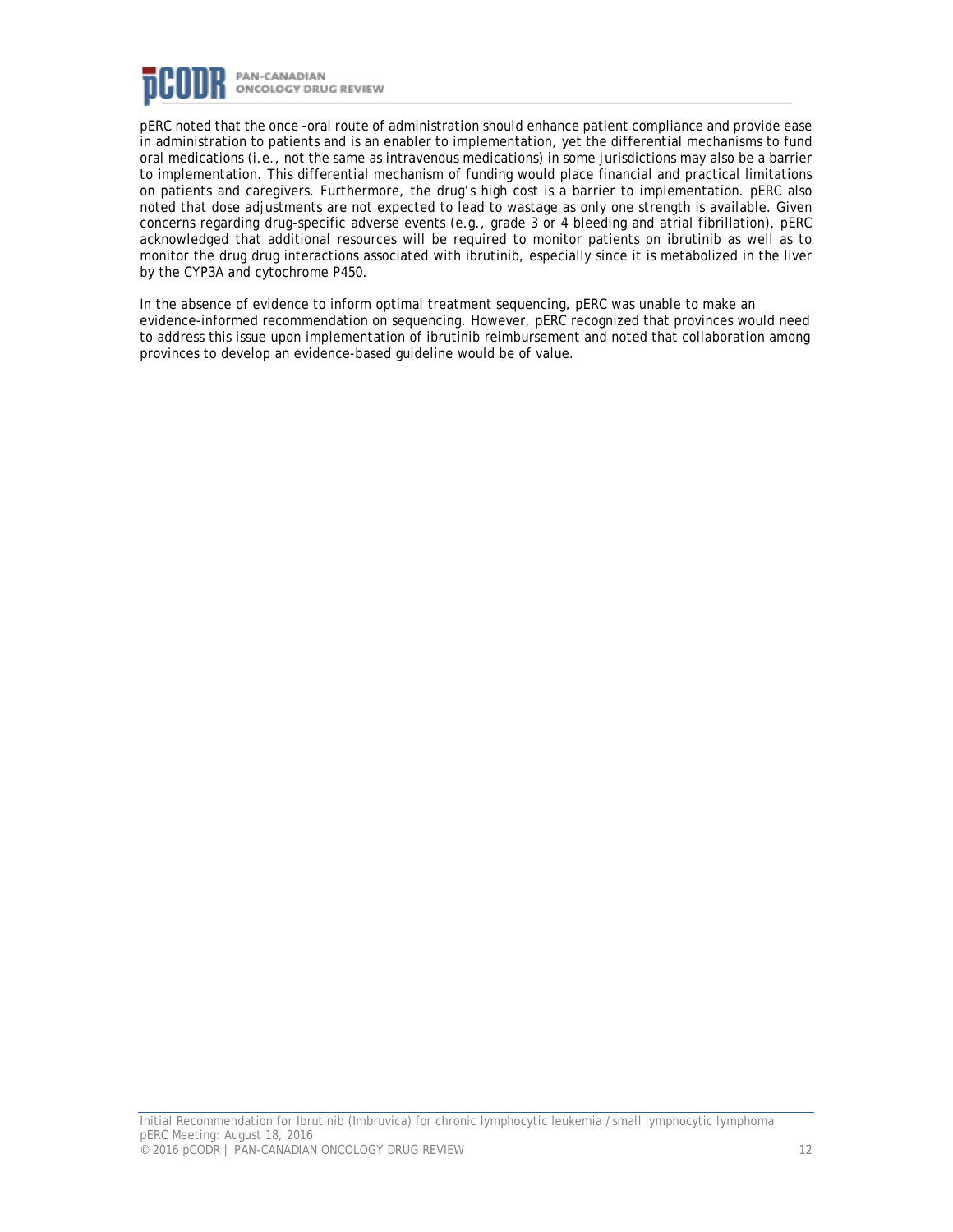pERC noted that the once -oral route of administration should enhance patient compliance and provide ease in administration to patients and is an enabler to implementation, yet the differential mechanisms to fund oral medications (i.e., not the same as intravenous medications) in some jurisdictions may also be a barrier to implementation. This differential mechanism of funding would place financial and practical limitations on patients and caregivers. Furthermore, the drug's high cost is a barrier to implementation. pERC also noted that dose adjustments are not expected to lead to wastage as only one strength is available. Given concerns regarding drug-specific adverse events (e.g., grade 3 or 4 bleeding and atrial fibrillation), pERC acknowledged that additional resources will be required to monitor patients on ibrutinib as well as to monitor the drug drug interactions associated with ibrutinib, especially since it is metabolized in the liver by the CYP3A and cytochrome P450.

In the absence of evidence to inform optimal treatment sequencing, pERC was unable to make an evidence-informed recommendation on sequencing. However, pERC recognized that provinces would need to address this issue upon implementation of ibrutinib reimbursement and noted that collaboration among provinces to develop an evidence-based guideline would be of value.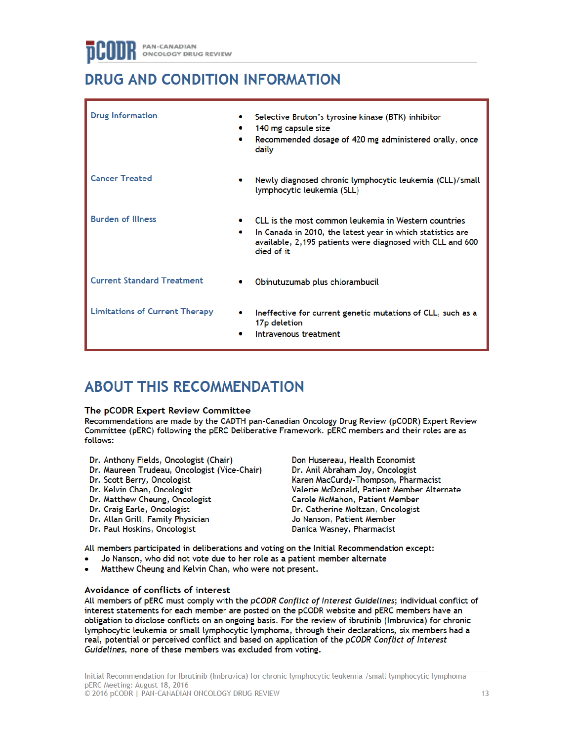# DRUG AND CONDITION INFORMATION

| | |
|---|---|
| **Drug Information** | • Selective Bruton's tyrosine kinase (BTK) inhibitor<br>• 140 mg capsule size<br>• Recommended dosage of 420 mg administered orally, once daily |
| **Cancer Treated** | • Newly diagnosed chronic lymphocytic leukemia (CLL)/small lymphocytic leukemia (SLL) |
| **Burden of Illness** | • CLL is the most common leukemia in Western countries<br>• In Canada in 2010, the latest year in which statistics are available, 2,195 patients were diagnosed with CLL and 600 died of it |
| **Current Standard Treatment** | • Obinutuzumab plus chlorambucil |
| **Limitations of Current Therapy** | • Ineffective for current genetic mutations of CLL, such as a 17p deletion<br>• Intravenous treatment |

# ABOUT THIS RECOMMENDATION

### The pCODR Expert Review Committee

Recommendations are made by the CADTH pan-Canadian Oncology Drug Review (pCODR) Expert Review Committee (pERC) following the pERC Deliberative Framework. pERC members and their roles are as follows:

Dr. Anthony Fields, Oncologist (Chair)
Dr. Maureen Trudeau, Oncologist (Vice-Chair)
Dr. Scott Berry, Oncologist
Dr. Kelvin Chan, Oncologist
Dr. Matthew Cheung, Oncologist
Dr. Craig Earle, Oncologist
Dr. Allan Grill, Family Physician
Dr. Paul Hoskins, Oncologist
Don Husereau, Health Economist
Dr. Anil Abraham Joy, Oncologist
Karen MacCurdy-Thompson, Pharmacist
Valerie McDonald, Patient Member Alternate
Carole McMahon, Patient Member
Dr. Catherine Moltzan, Oncologist
Jo Nanson, Patient Member
Danica Wasney, Pharmacist

All members participated in deliberations and voting on the Initial Recommendation except:

- Jo Nanson, who did not vote due to her role as a patient member alternate
- Matthew Cheung and Kelvin Chan, who were not present.

### Avoidance of conflicts of interest

All members of pERC must comply with the *pCODR Conflict of Interest Guidelines*; individual conflict of interest statements for each member are posted on the pCODR website and pERC members have an obligation to disclose conflicts on an ongoing basis. For the review of ibrutinib (Imbruvica) for chronic lymphocytic leukemia or small lymphocytic lymphoma, through their declarations, six members had a real, potential or perceived conflict and based on application of the *pCODR Conflict of Interest Guidelines*, none of these members was excluded from voting.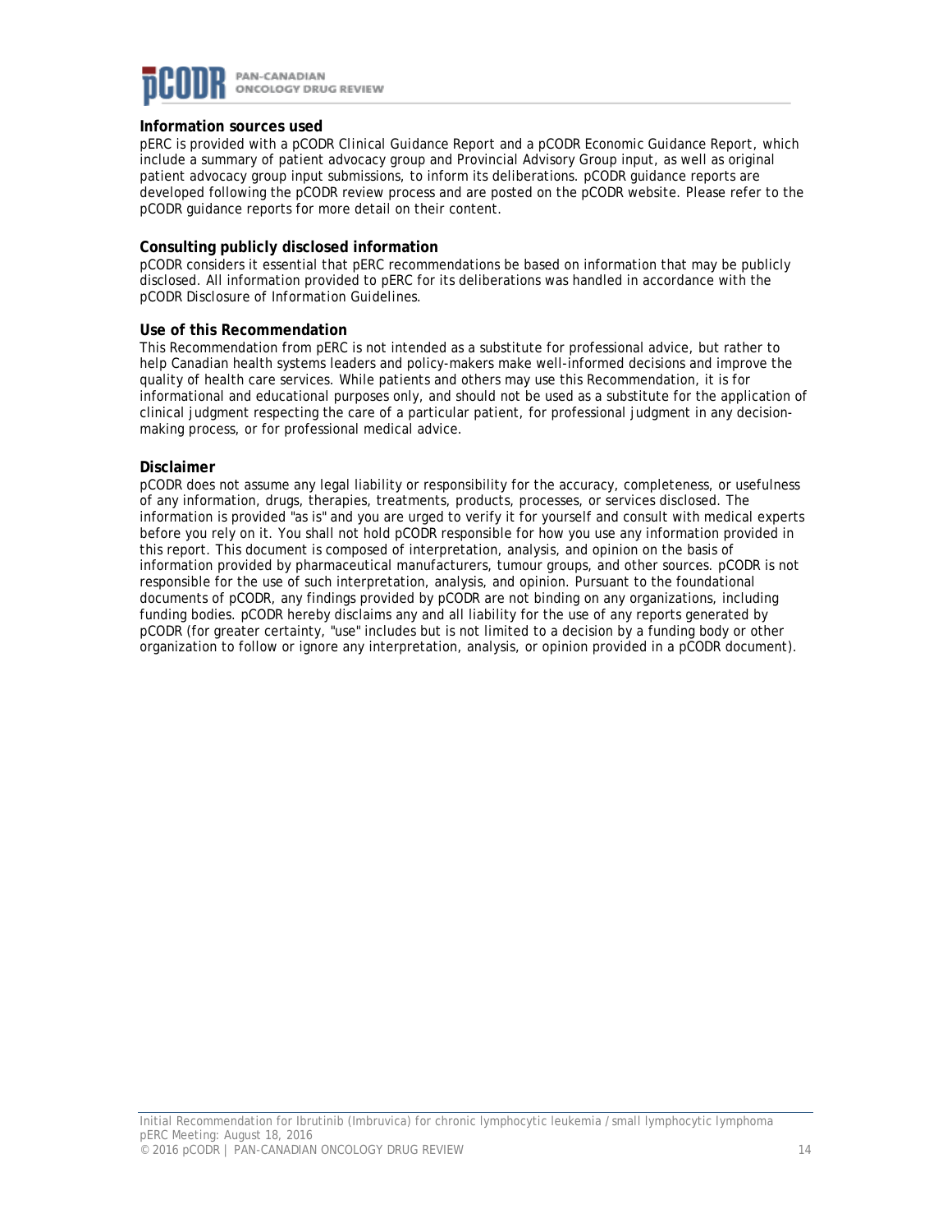**Information sources used**

pERC is provided with a pCODR *Clinical Guidance Report* and a pCODR *Economic Guidance Report*, which include a summary of patient advocacy group and Provincial Advisory Group input, as well as original patient advocacy group input submissions, to inform its deliberations. pCODR guidance reports are developed following the pCODR review process and are posted on the pCODR website. Please refer to the pCODR guidance reports for more detail on their content.

**Consulting publicly disclosed information**

pCODR considers it essential that pERC recommendations be based on information that may be publicly disclosed. All information provided to pERC for its deliberations was handled in accordance with the *pCODR Disclosure of Information Guidelines*.

**Use of this Recommendation**

This Recommendation from pERC is not intended as a substitute for professional advice, but rather to help Canadian health systems leaders and policy-makers make well-informed decisions and improve the quality of health care services. While patients and others may use this Recommendation, it is for informational and educational purposes only, and should not be used as a substitute for the application of clinical judgment respecting the care of a particular patient, for professional judgment in any decision-making process, or for professional medical advice.

**Disclaimer**

pCODR does not assume any legal liability or responsibility for the accuracy, completeness, or usefulness of any information, drugs, therapies, treatments, products, processes, or services disclosed. The information is provided "as is" and you are urged to verify it for yourself and consult with medical experts before you rely on it. You shall not hold pCODR responsible for how you use any information provided in this report. This document is composed of interpretation, analysis, and opinion on the basis of information provided by pharmaceutical manufacturers, tumour groups, and other sources. pCODR is not responsible for the use of such interpretation, analysis, and opinion. Pursuant to the foundational documents of pCODR, any findings provided by pCODR are not binding on any organizations, including funding bodies. pCODR hereby disclaims any and all liability for the use of any reports generated by pCODR (for greater certainty, "use" includes but is not limited to a decision by a funding body or other organization to follow or ignore any interpretation, analysis, or opinion provided in a pCODR document).